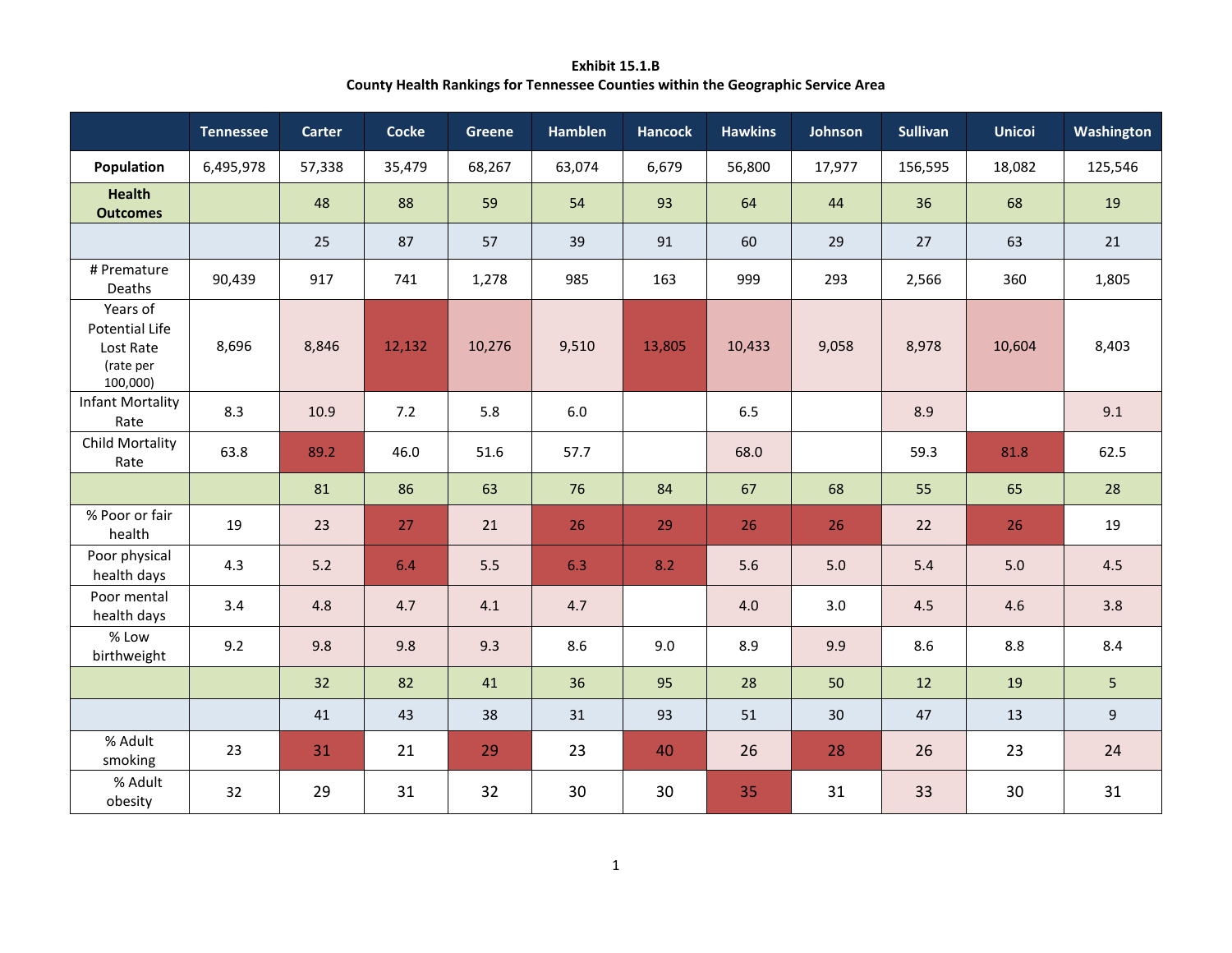**Exhibit 15.1.B**
**County Health Rankings for Tennessee Counties within the Geographic Service Area**

| | Tennessee | Carter | Cocke | Greene | Hamblen | Hancock | Hawkins | Johnson | Sullivan | Unicoi | Washington |
|---|---|---|---|---|---|---|---|---|---|---|---|
| **Population** | 6,495,978 | 57,338 | 35,479 | 68,267 | 63,074 | 6,679 | 56,800 | 17,977 | 156,595 | 18,082 | 125,546 |
| **Health Outcomes** | | 48 | 88 | 59 | 54 | 93 | 64 | 44 | 36 | 68 | 19 |
| | | 25 | 87 | 57 | 39 | 91 | 60 | 29 | 27 | 63 | 21 |
| # Premature Deaths | 90,439 | 917 | 741 | 1,278 | 985 | 163 | 999 | 293 | 2,566 | 360 | 1,805 |
| Years of Potential Life Lost Rate (rate per 100,000) | 8,696 | 8,846 | 12,132 | 10,276 | 9,510 | 13,805 | 10,433 | 9,058 | 8,978 | 10,604 | 8,403 |
| Infant Mortality Rate | 8.3 | 10.9 | 7.2 | 5.8 | 6.0 | | 6.5 | | 8.9 | | 9.1 |
| Child Mortality Rate | 63.8 | 89.2 | 46.0 | 51.6 | 57.7 | | 68.0 | | 59.3 | 81.8 | 62.5 |
| | | 81 | 86 | 63 | 76 | 84 | 67 | 68 | 55 | 65 | 28 |
| % Poor or fair health | 19 | 23 | 27 | 21 | 26 | 29 | 26 | 26 | 22 | 26 | 19 |
| Poor physical health days | 4.3 | 5.2 | 6.4 | 5.5 | 6.3 | 8.2 | 5.6 | 5.0 | 5.4 | 5.0 | 4.5 |
| Poor mental health days | 3.4 | 4.8 | 4.7 | 4.1 | 4.7 | | 4.0 | 3.0 | 4.5 | 4.6 | 3.8 |
| % Low birthweight | 9.2 | 9.8 | 9.8 | 9.3 | 8.6 | 9.0 | 8.9 | 9.9 | 8.6 | 8.8 | 8.4 |
| | | 32 | 82 | 41 | 36 | 95 | 28 | 50 | 12 | 19 | 5 |
| | | 41 | 43 | 38 | 31 | 93 | 51 | 30 | 47 | 13 | 9 |
| % Adult smoking | 23 | 31 | 21 | 29 | 23 | 40 | 26 | 28 | 26 | 23 | 24 |
| % Adult obesity | 32 | 29 | 31 | 32 | 30 | 30 | 35 | 31 | 33 | 30 | 31 |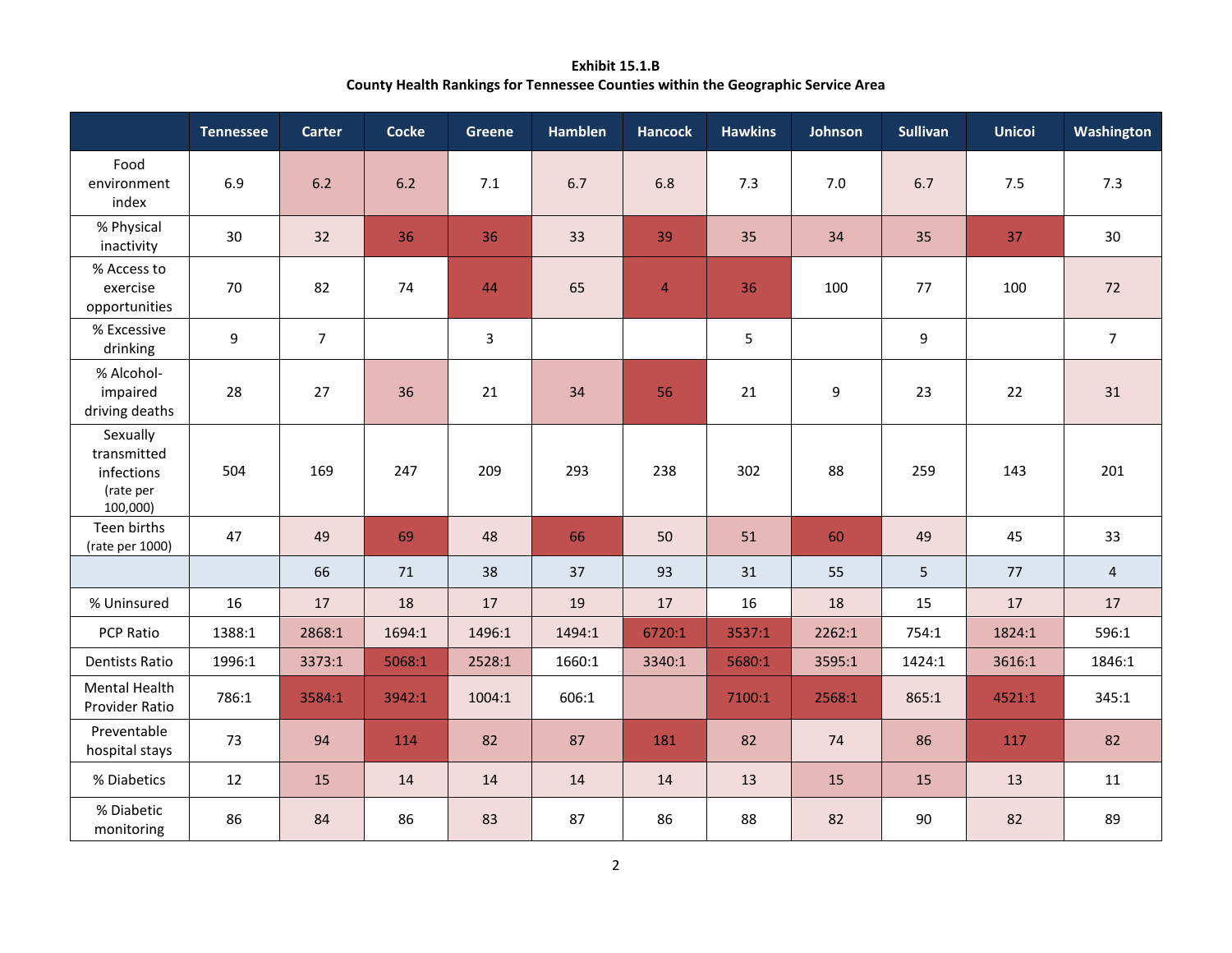**Exhibit 15.1.B**
**County Health Rankings for Tennessee Counties within the Geographic Service Area**

| | Tennessee | Carter | Cocke | Greene | Hamblen | Hancock | Hawkins | Johnson | Sullivan | Unicoi | Washington |
|---|---|---|---|---|---|---|---|---|---|---|---|
| Food environment index | 6.9 | 6.2 | 6.2 | 7.1 | 6.7 | 6.8 | 7.3 | 7.0 | 6.7 | 7.5 | 7.3 |
| % Physical inactivity | 30 | 32 | 36 | 36 | 33 | 39 | 35 | 34 | 35 | 37 | 30 |
| % Access to exercise opportunities | 70 | 82 | 74 | 44 | 65 | 4 | 36 | 100 | 77 | 100 | 72 |
| % Excessive drinking | 9 | 7 | | 3 | | | 5 | | 9 | | 7 |
| % Alcohol-impaired driving deaths | 28 | 27 | 36 | 21 | 34 | 56 | 21 | 9 | 23 | 22 | 31 |
| Sexually transmitted infections (rate per 100,000) | 504 | 169 | 247 | 209 | 293 | 238 | 302 | 88 | 259 | 143 | 201 |
| Teen births (rate per 1000) | 47 | 49 | 69 | 48 | 66 | 50 | 51 | 60 | 49 | 45 | 33 |
| | | 66 | 71 | 38 | 37 | 93 | 31 | 55 | 5 | 77 | 4 |
| % Uninsured | 16 | 17 | 18 | 17 | 19 | 17 | 16 | 18 | 15 | 17 | 17 |
| PCP Ratio | 1388:1 | 2868:1 | 1694:1 | 1496:1 | 1494:1 | 6720:1 | 3537:1 | 2262:1 | 754:1 | 1824:1 | 596:1 |
| Dentists Ratio | 1996:1 | 3373:1 | 5068:1 | 2528:1 | 1660:1 | 3340:1 | 5680:1 | 3595:1 | 1424:1 | 3616:1 | 1846:1 |
| Mental Health Provider Ratio | 786:1 | 3584:1 | 3942:1 | 1004:1 | 606:1 | | 7100:1 | 2568:1 | 865:1 | 4521:1 | 345:1 |
| Preventable hospital stays | 73 | 94 | 114 | 82 | 87 | 181 | 82 | 74 | 86 | 117 | 82 |
| % Diabetics | 12 | 15 | 14 | 14 | 14 | 14 | 13 | 15 | 15 | 13 | 11 |
| % Diabetic monitoring | 86 | 84 | 86 | 83 | 87 | 86 | 88 | 82 | 90 | 82 | 89 |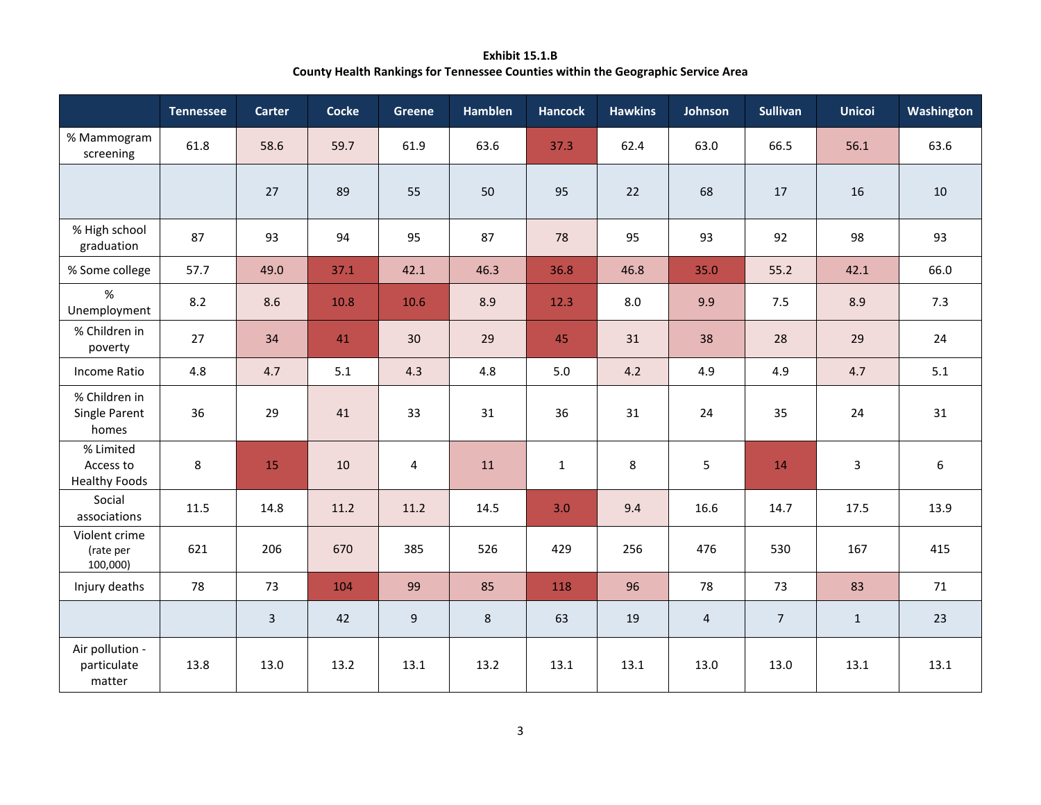**Exhibit 15.1.B**
**County Health Rankings for Tennessee Counties within the Geographic Service Area**

| | Tennessee | Carter | Cocke | Greene | Hamblen | Hancock | Hawkins | Johnson | Sullivan | Unicoi | Washington |
|---|---|---|---|---|---|---|---|---|---|---|---|
| % Mammogram screening | 61.8 | 58.6 | 59.7 | 61.9 | 63.6 | 37.3 | 62.4 | 63.0 | 66.5 | 56.1 | 63.6 |
| | | 27 | 89 | 55 | 50 | 95 | 22 | 68 | 17 | 16 | 10 |
| % High school graduation | 87 | 93 | 94 | 95 | 87 | 78 | 95 | 93 | 92 | 98 | 93 |
| % Some college | 57.7 | 49.0 | 37.1 | 42.1 | 46.3 | 36.8 | 46.8 | 35.0 | 55.2 | 42.1 | 66.0 |
| % Unemployment | 8.2 | 8.6 | 10.8 | 10.6 | 8.9 | 12.3 | 8.0 | 9.9 | 7.5 | 8.9 | 7.3 |
| % Children in poverty | 27 | 34 | 41 | 30 | 29 | 45 | 31 | 38 | 28 | 29 | 24 |
| Income Ratio | 4.8 | 4.7 | 5.1 | 4.3 | 4.8 | 5.0 | 4.2 | 4.9 | 4.9 | 4.7 | 5.1 |
| % Children in Single Parent homes | 36 | 29 | 41 | 33 | 31 | 36 | 31 | 24 | 35 | 24 | 31 |
| % Limited Access to Healthy Foods | 8 | 15 | 10 | 4 | 11 | 1 | 8 | 5 | 14 | 3 | 6 |
| Social associations | 11.5 | 14.8 | 11.2 | 11.2 | 14.5 | 3.0 | 9.4 | 16.6 | 14.7 | 17.5 | 13.9 |
| Violent crime (rate per 100,000) | 621 | 206 | 670 | 385 | 526 | 429 | 256 | 476 | 530 | 167 | 415 |
| Injury deaths | 78 | 73 | 104 | 99 | 85 | 118 | 96 | 78 | 73 | 83 | 71 |
| | | 3 | 42 | 9 | 8 | 63 | 19 | 4 | 7 | 1 | 23 |
| Air pollution - particulate matter | 13.8 | 13.0 | 13.2 | 13.1 | 13.2 | 13.1 | 13.1 | 13.0 | 13.0 | 13.1 | 13.1 |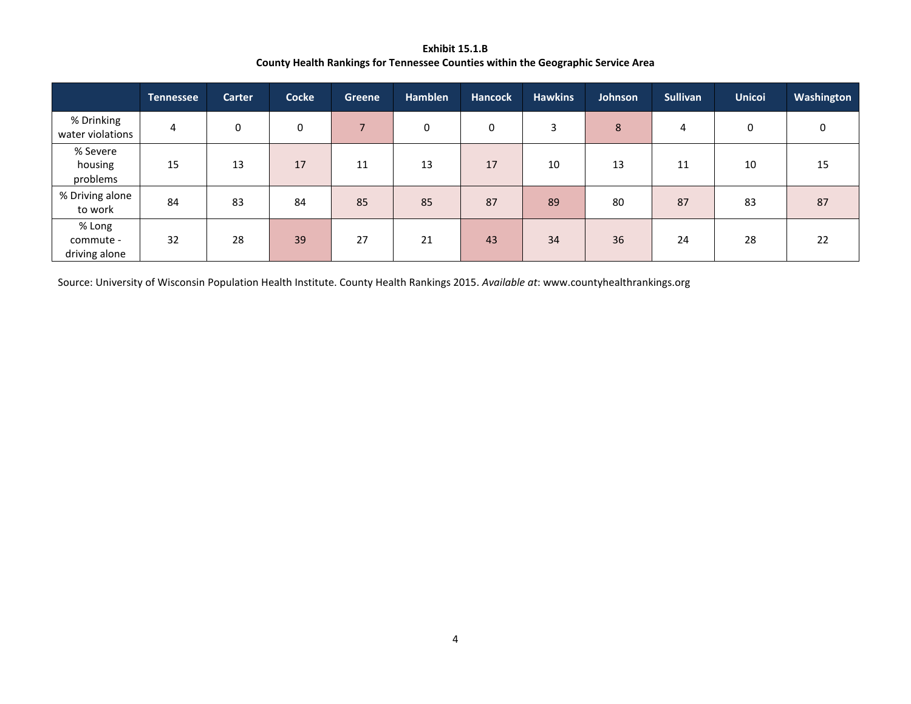**Exhibit 15.1.B**

**County Health Rankings for Tennessee Counties within the Geographic Service Area**

| | Tennessee | Carter | Cocke | Greene | Hamblen | Hancock | Hawkins | Johnson | Sullivan | Unicoi | Washington |
|---|---|---|---|---|---|---|---|---|---|---|---|
| % Drinking water violations | 4 | 0 | 0 | 7 | 0 | 0 | 3 | 8 | 4 | 0 | 0 |
| % Severe housing problems | 15 | 13 | 17 | 11 | 13 | 17 | 10 | 13 | 11 | 10 | 15 |
| % Driving alone to work | 84 | 83 | 84 | 85 | 85 | 87 | 89 | 80 | 87 | 83 | 87 |
| % Long commute - driving alone | 32 | 28 | 39 | 27 | 21 | 43 | 34 | 36 | 24 | 28 | 22 |

Source: University of Wisconsin Population Health Institute. County Health Rankings 2015. *Available at*: www.countyhealthrankings.org